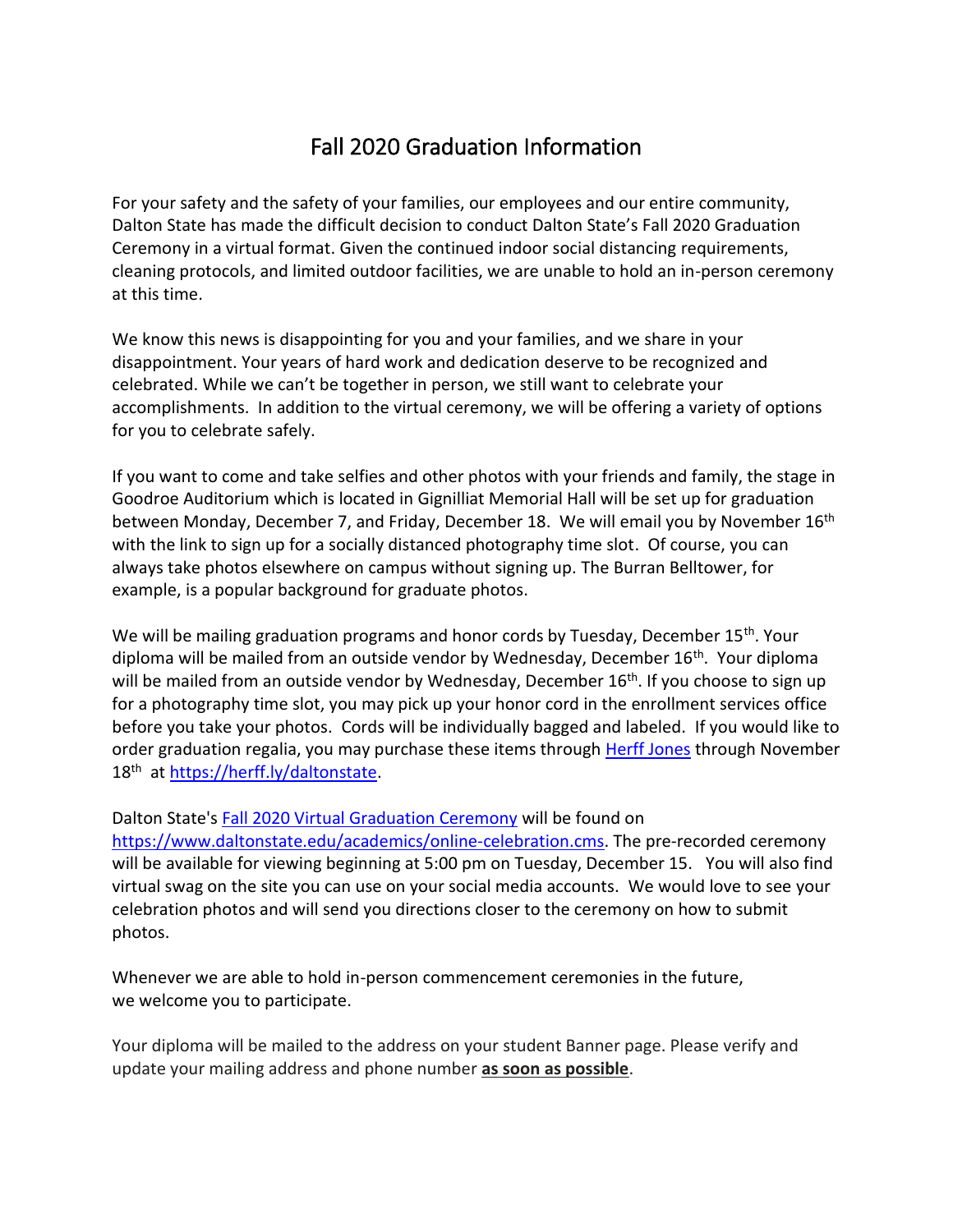# Fall 2020 Graduation Information

For your safety and the safety of your families, our employees and our entire community, Dalton State has made the difficult decision to conduct Dalton State's Fall 2020 Graduation Ceremony in a virtual format. Given the continued indoor social distancing requirements, cleaning protocols, and limited outdoor facilities, we are unable to hold an in-person ceremony at this time.

We know this news is disappointing for you and your families, and we share in your disappointment. Your years of hard work and dedication deserve to be recognized and celebrated. While we can't be together in person, we still want to celebrate your accomplishments. In addition to the virtual ceremony, we will be offering a variety of options for you to celebrate safely.

If you want to come and take selfies and other photos with your friends and family, the stage in Goodroe Auditorium which is located in Gignilliat Memorial Hall will be set up for graduation between Monday, December 7, and Friday, December 18. We will email you by November 16th with the link to sign up for a socially distanced photography time slot. Of course, you can always take photos elsewhere on campus without signing up. The Burran Belltower, for example, is a popular background for graduate photos.

We will be mailing graduation programs and honor cords by Tuesday, December 15th. Your diploma will be mailed from an outside vendor by Wednesday, December 16th. Your diploma will be mailed from an outside vendor by Wednesday, December 16th. If you choose to sign up for a photography time slot, you may pick up your honor cord in the enrollment services office before you take your photos. Cords will be individually bagged and labeled. If you would like to order graduation regalia, you may purchase these items through [Herff Jones](https://herff.ly/daltonstate) through November 18th at https://herff.ly/daltonstate.

Dalton State's [Fall 2020 Virtual Graduation Ceremony](https://www.daltonstate.edu/academics/online-celebration.cms) will be found on https://www.daltonstate.edu/academics/online-celebration.cms. The pre-recorded ceremony will be available for viewing beginning at 5:00 pm on Tuesday, December 15. You will also find virtual swag on the site you can use on your social media accounts. We would love to see your celebration photos and will send you directions closer to the ceremony on how to submit photos.

Whenever we are able to hold in-person commencement ceremonies in the future, we welcome you to participate.

Your diploma will be mailed to the address on your student Banner page. Please verify and update your mailing address and phone number **as soon as possible**.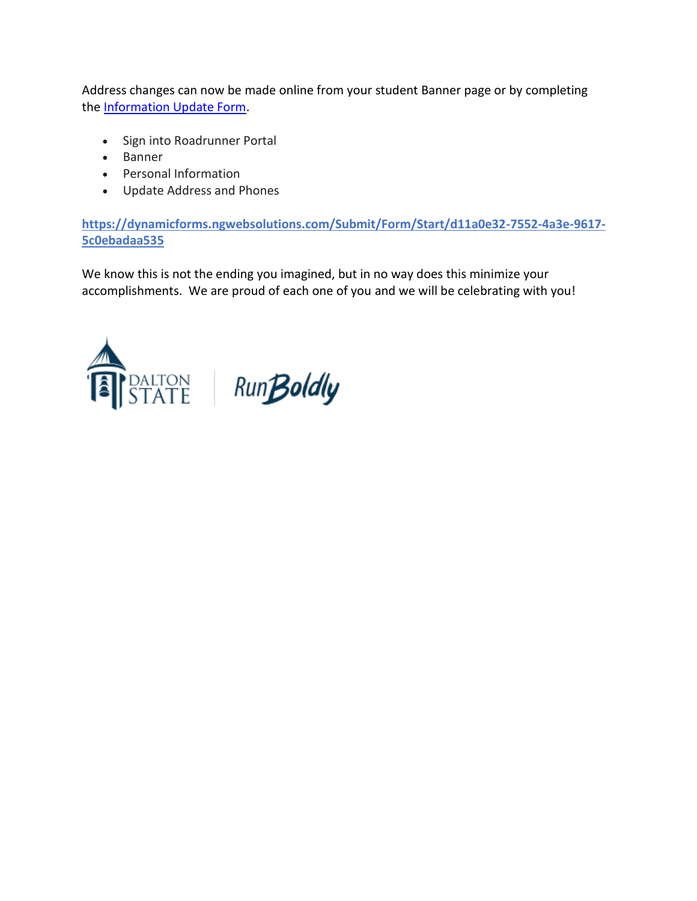Address changes can now be made online from your student Banner page or by completing the Information Update Form.

- Sign into Roadrunner Portal
- Banner
- Personal Information
- Update Address and Phones

**https://dynamicforms.ngwebsolutions.com/Submit/Form/Start/d11a0e32-7552-4a3e-9617-5c0ebadaa535**

We know this is not the ending you imagined, but in no way does this minimize your accomplishments. We are proud of each one of you and we will be celebrating with you!

DALTON STATE | Run Boldly